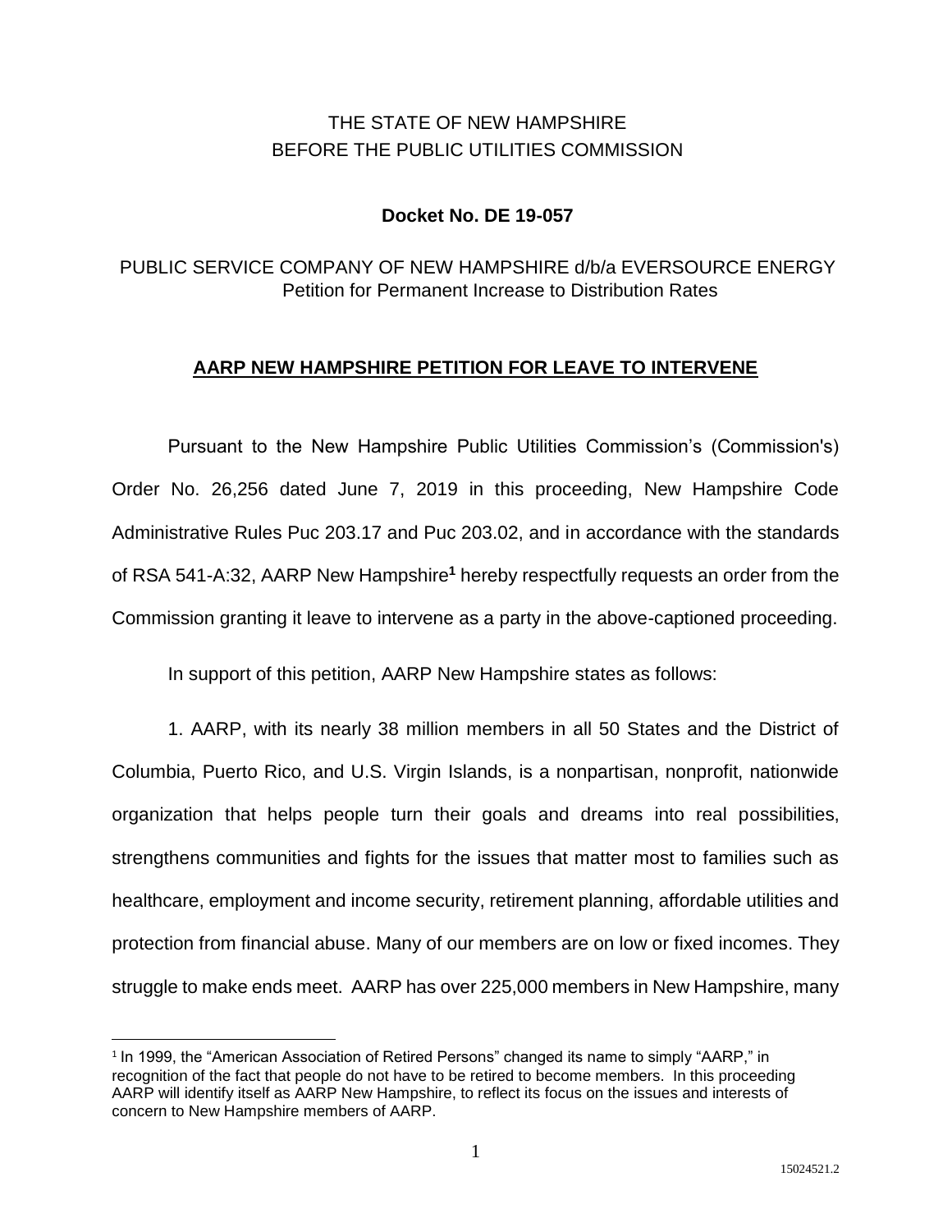THE STATE OF NEW HAMPSHIRE
BEFORE THE PUBLIC UTILITIES COMMISSION

**Docket No. DE 19-057**

PUBLIC SERVICE COMPANY OF NEW HAMPSHIRE d/b/a EVERSOURCE ENERGY
Petition for Permanent Increase to Distribution Rates

**AARP NEW HAMPSHIRE PETITION FOR LEAVE TO INTERVENE**

Pursuant to the New Hampshire Public Utilities Commission's (Commission's) Order No. 26,256 dated June 7, 2019 in this proceeding, New Hampshire Code Administrative Rules Puc 203.17 and Puc 203.02, and in accordance with the standards of RSA 541-A:32, AARP New Hampshire[1] hereby respectfully requests an order from the Commission granting it leave to intervene as a party in the above-captioned proceeding.

In support of this petition, AARP New Hampshire states as follows:

1. AARP, with its nearly 38 million members in all 50 States and the District of Columbia, Puerto Rico, and U.S. Virgin Islands, is a nonpartisan, nonprofit, nationwide organization that helps people turn their goals and dreams into real possibilities, strengthens communities and fights for the issues that matter most to families such as healthcare, employment and income security, retirement planning, affordable utilities and protection from financial abuse. Many of our members are on low or fixed incomes. They struggle to make ends meet. AARP has over 225,000 members in New Hampshire, many

[1] In 1999, the "American Association of Retired Persons" changed its name to simply "AARP," in recognition of the fact that people do not have to be retired to become members. In this proceeding AARP will identify itself as AARP New Hampshire, to reflect its focus on the issues and interests of concern to New Hampshire members of AARP.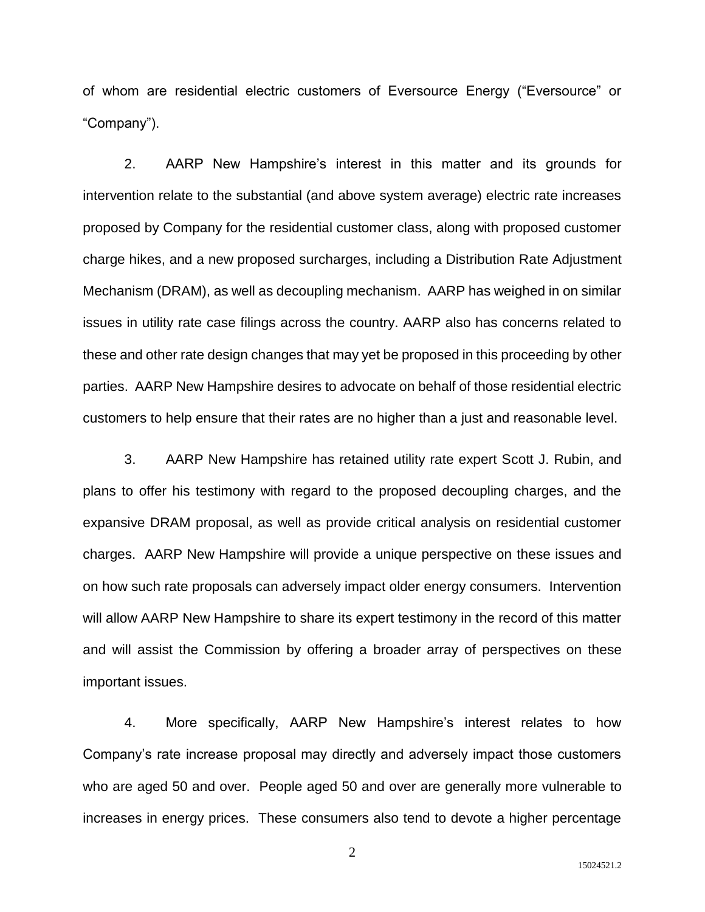of whom are residential electric customers of Eversource Energy (“Eversource” or “Company”).

2. AARP New Hampshire’s interest in this matter and its grounds for intervention relate to the substantial (and above system average) electric rate increases proposed by Company for the residential customer class, along with proposed customer charge hikes, and a new proposed surcharges, including a Distribution Rate Adjustment Mechanism (DRAM), as well as decoupling mechanism. AARP has weighed in on similar issues in utility rate case filings across the country. AARP also has concerns related to these and other rate design changes that may yet be proposed in this proceeding by other parties. AARP New Hampshire desires to advocate on behalf of those residential electric customers to help ensure that their rates are no higher than a just and reasonable level.

3. AARP New Hampshire has retained utility rate expert Scott J. Rubin, and plans to offer his testimony with regard to the proposed decoupling charges, and the expansive DRAM proposal, as well as provide critical analysis on residential customer charges. AARP New Hampshire will provide a unique perspective on these issues and on how such rate proposals can adversely impact older energy consumers. Intervention will allow AARP New Hampshire to share its expert testimony in the record of this matter and will assist the Commission by offering a broader array of perspectives on these important issues.

4. More specifically, AARP New Hampshire’s interest relates to how Company’s rate increase proposal may directly and adversely impact those customers who are aged 50 and over. People aged 50 and over are generally more vulnerable to increases in energy prices. These consumers also tend to devote a higher percentage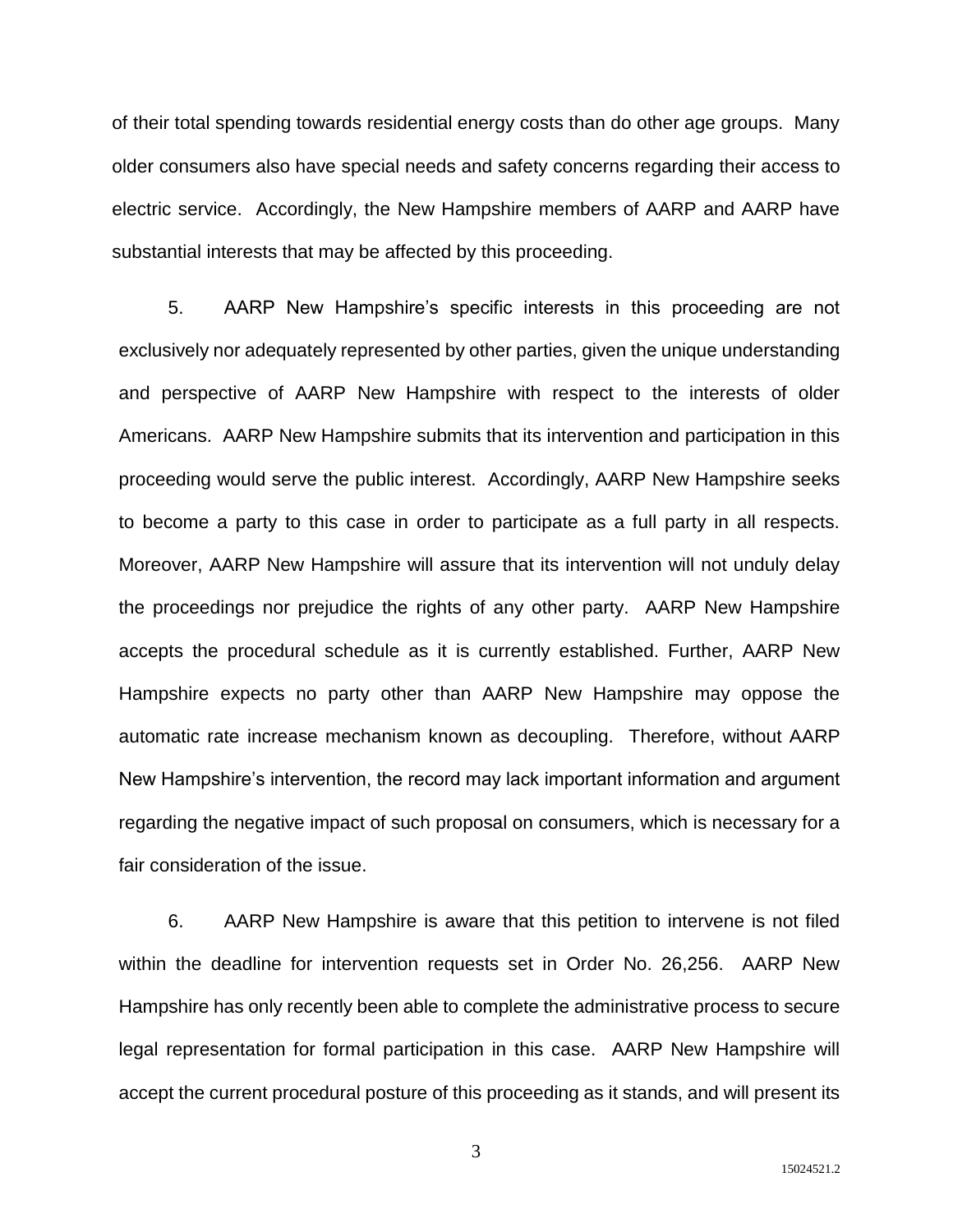of their total spending towards residential energy costs than do other age groups. Many older consumers also have special needs and safety concerns regarding their access to electric service. Accordingly, the New Hampshire members of AARP and AARP have substantial interests that may be affected by this proceeding.

5. AARP New Hampshire's specific interests in this proceeding are not exclusively nor adequately represented by other parties, given the unique understanding and perspective of AARP New Hampshire with respect to the interests of older Americans. AARP New Hampshire submits that its intervention and participation in this proceeding would serve the public interest. Accordingly, AARP New Hampshire seeks to become a party to this case in order to participate as a full party in all respects. Moreover, AARP New Hampshire will assure that its intervention will not unduly delay the proceedings nor prejudice the rights of any other party. AARP New Hampshire accepts the procedural schedule as it is currently established. Further, AARP New Hampshire expects no party other than AARP New Hampshire may oppose the automatic rate increase mechanism known as decoupling. Therefore, without AARP New Hampshire's intervention, the record may lack important information and argument regarding the negative impact of such proposal on consumers, which is necessary for a fair consideration of the issue.

6. AARP New Hampshire is aware that this petition to intervene is not filed within the deadline for intervention requests set in Order No. 26,256. AARP New Hampshire has only recently been able to complete the administrative process to secure legal representation for formal participation in this case. AARP New Hampshire will accept the current procedural posture of this proceeding as it stands, and will present its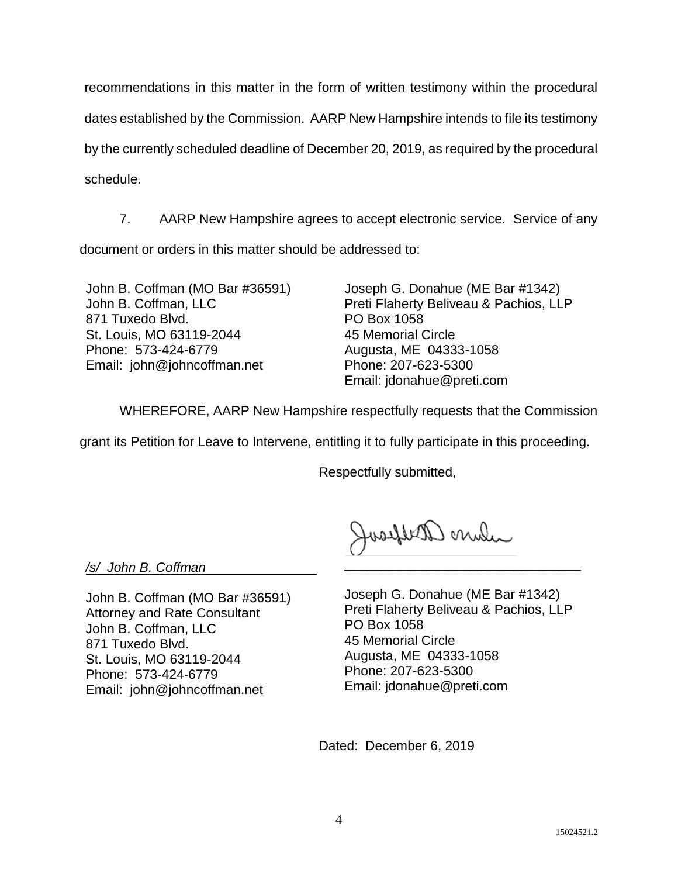recommendations in this matter in the form of written testimony within the procedural dates established by the Commission. AARP New Hampshire intends to file its testimony by the currently scheduled deadline of December 20, 2019, as required by the procedural schedule.

7. AARP New Hampshire agrees to accept electronic service. Service of any document or orders in this matter should be addressed to:

John B. Coffman (MO Bar #36591)
John B. Coffman, LLC
871 Tuxedo Blvd.
St. Louis, MO 63119-2044
Phone: 573-424-6779
Email: john@johncoffman.net

Joseph G. Donahue (ME Bar #1342)
Preti Flaherty Beliveau & Pachios, LLP
PO Box 1058
45 Memorial Circle
Augusta, ME 04333-1058
Phone: 207-623-5300
Email: jdonahue@preti.com

WHEREFORE, AARP New Hampshire respectfully requests that the Commission grant its Petition for Leave to Intervene, entitling it to fully participate in this proceeding.

Respectfully submitted,

*/s/ John B. Coffman*

John B. Coffman (MO Bar #36591)
Attorney and Rate Consultant
John B. Coffman, LLC
871 Tuxedo Blvd.
St. Louis, MO 63119-2044
Phone: 573-424-6779
Email: john@johncoffman.net

Joseph G. Donahue (ME Bar #1342)
Preti Flaherty Beliveau & Pachios, LLP
PO Box 1058
45 Memorial Circle
Augusta, ME 04333-1058
Phone: 207-623-5300
Email: jdonahue@preti.com

Dated: December 6, 2019

15024521.2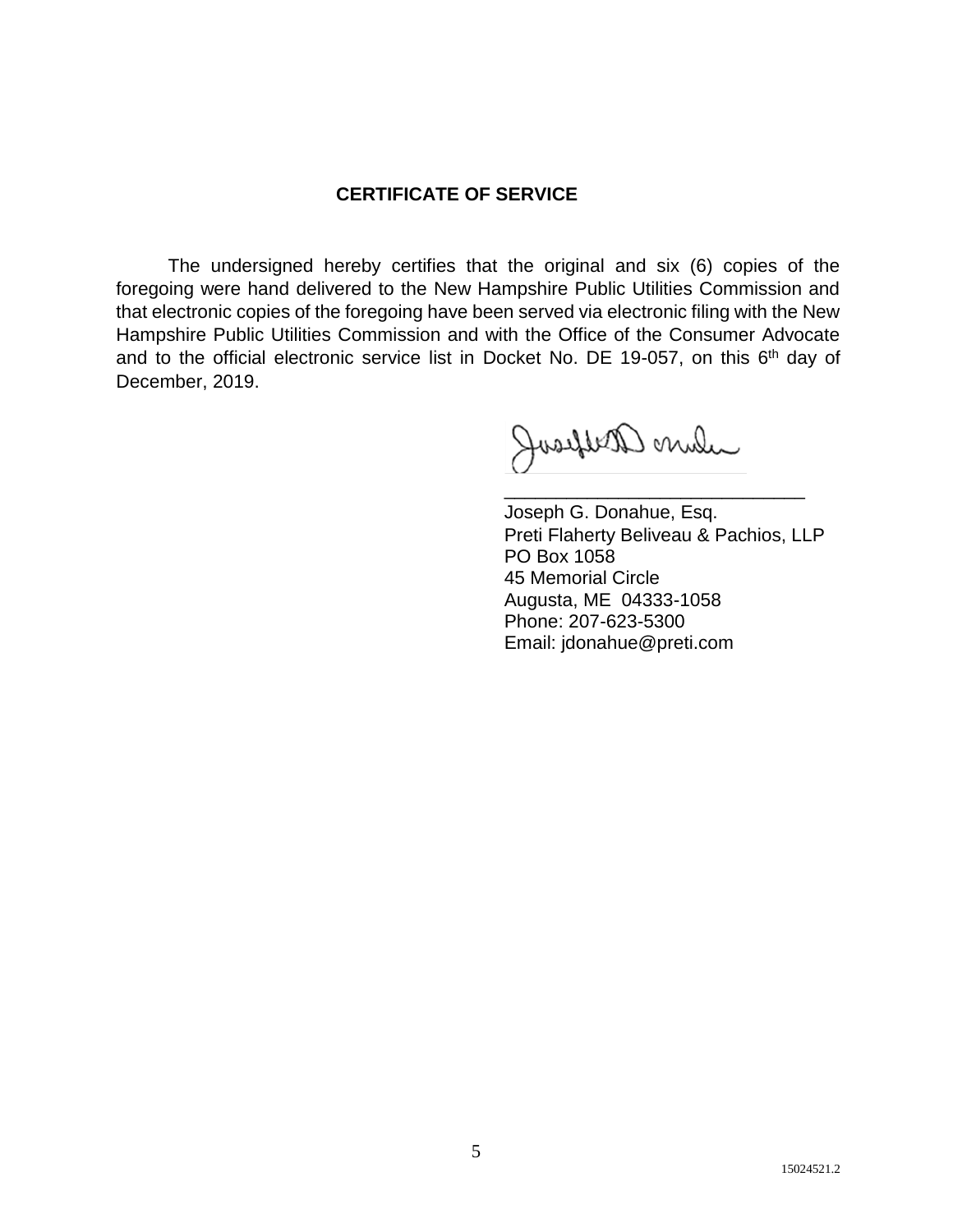**CERTIFICATE OF SERVICE**

The undersigned hereby certifies that the original and six (6) copies of the foregoing were hand delivered to the New Hampshire Public Utilities Commission and that electronic copies of the foregoing have been served via electronic filing with the New Hampshire Public Utilities Commission and with the Office of the Consumer Advocate and to the official electronic service list in Docket No. DE 19-057, on this 6th day of December, 2019.

\_\_\_\_\_\_\_\_\_\_\_\_\_\_\_\_\_\_\_\_\_\_\_\_\_\_\_\_\_\_

Joseph G. Donahue, Esq.
Preti Flaherty Beliveau & Pachios, LLP
PO Box 1058
45 Memorial Circle
Augusta, ME 04333-1058
Phone: 207-623-5300
Email: jdonahue@preti.com

15024521.2